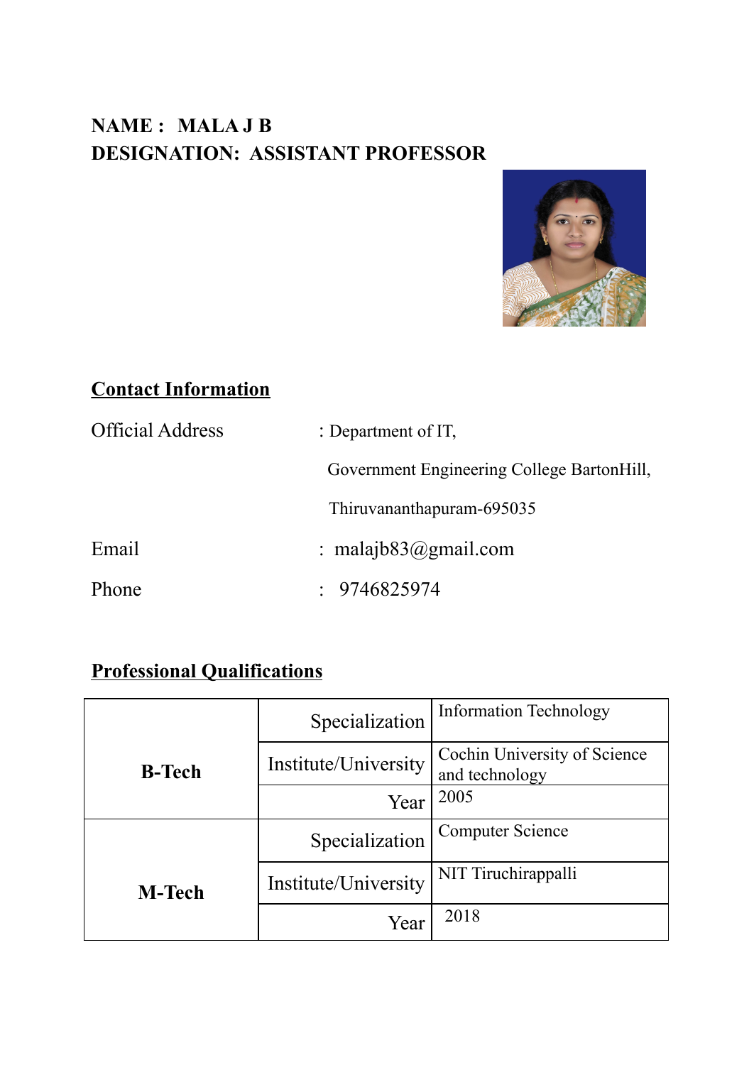**NAME : MALA J B**
**DESIGNATION: ASSISTANT PROFESSOR**

## Contact Information

Official Address : Department of IT,
Government Engineering College BartonHill,
Thiruvananthapuram-695035

Email : malajb83@gmail.com

Phone : 9746825974

## Professional Qualifications

| | | |
|---|---|---|
| **B-Tech** | Specialization | Information Technology |
| | Institute/University | Cochin University of Science and technology |
| | Year | 2005 |
| **M-Tech** | Specialization | Computer Science |
| | Institute/University | NIT Tiruchirappalli |
| | Year | 2018 |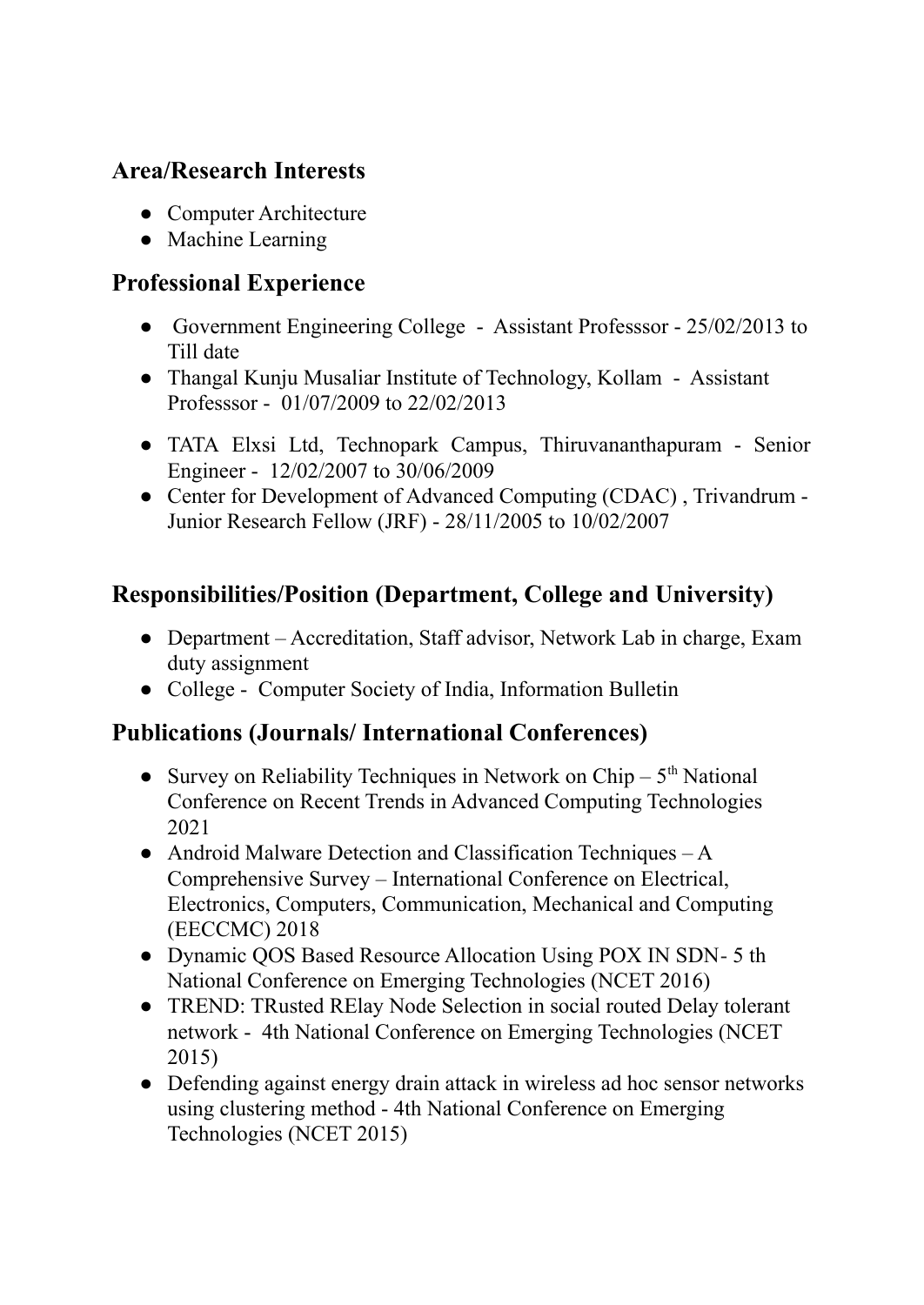## Area/Research Interests

- Computer Architecture
- Machine Learning

## Professional Experience

- Government Engineering College - Assistant Professsor - 25/02/2013 to Till date
- Thangal Kunju Musaliar Institute of Technology, Kollam - Assistant Professsor - 01/07/2009 to 22/02/2013
- TATA Elxsi Ltd, Technopark Campus, Thiruvananthapuram - Senior Engineer - 12/02/2007 to 30/06/2009
- Center for Development of Advanced Computing (CDAC) , Trivandrum - Junior Research Fellow (JRF) - 28/11/2005 to 10/02/2007

## Responsibilities/Position (Department, College and University)

- Department – Accreditation, Staff advisor, Network Lab in charge, Exam duty assignment
- College - Computer Society of India, Information Bulletin

## Publications (Journals/ International Conferences)

- Survey on Reliability Techniques in Network on Chip – 5th National Conference on Recent Trends in Advanced Computing Technologies 2021
- Android Malware Detection and Classification Techniques – A Comprehensive Survey – International Conference on Electrical, Electronics, Computers, Communication, Mechanical and Computing (EECCMC) 2018
- Dynamic QOS Based Resource Allocation Using POX IN SDN- 5 th National Conference on Emerging Technologies (NCET 2016)
- TREND: TRusted RElay Node Selection in social routed Delay tolerant network - 4th National Conference on Emerging Technologies (NCET 2015)
- Defending against energy drain attack in wireless ad hoc sensor networks using clustering method - 4th National Conference on Emerging Technologies (NCET 2015)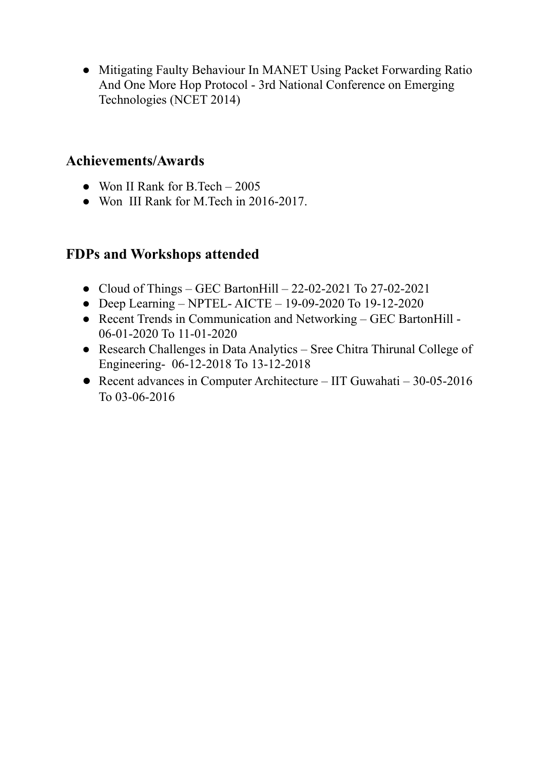- Mitigating Faulty Behaviour In MANET Using Packet Forwarding Ratio And One More Hop Protocol - 3rd National Conference on Emerging Technologies (NCET 2014)

## Achievements/Awards

- Won II Rank for B.Tech – 2005
- Won III Rank for M.Tech in 2016-2017.

## FDPs and Workshops attended

- Cloud of Things – GEC BartonHill – 22-02-2021 To 27-02-2021
- Deep Learning – NPTEL- AICTE – 19-09-2020 To 19-12-2020
- Recent Trends in Communication and Networking – GEC BartonHill - 06-01-2020 To 11-01-2020
- Research Challenges in Data Analytics – Sree Chitra Thirunal College of Engineering- 06-12-2018 To 13-12-2018
- Recent advances in Computer Architecture – IIT Guwahati – 30-05-2016 To 03-06-2016